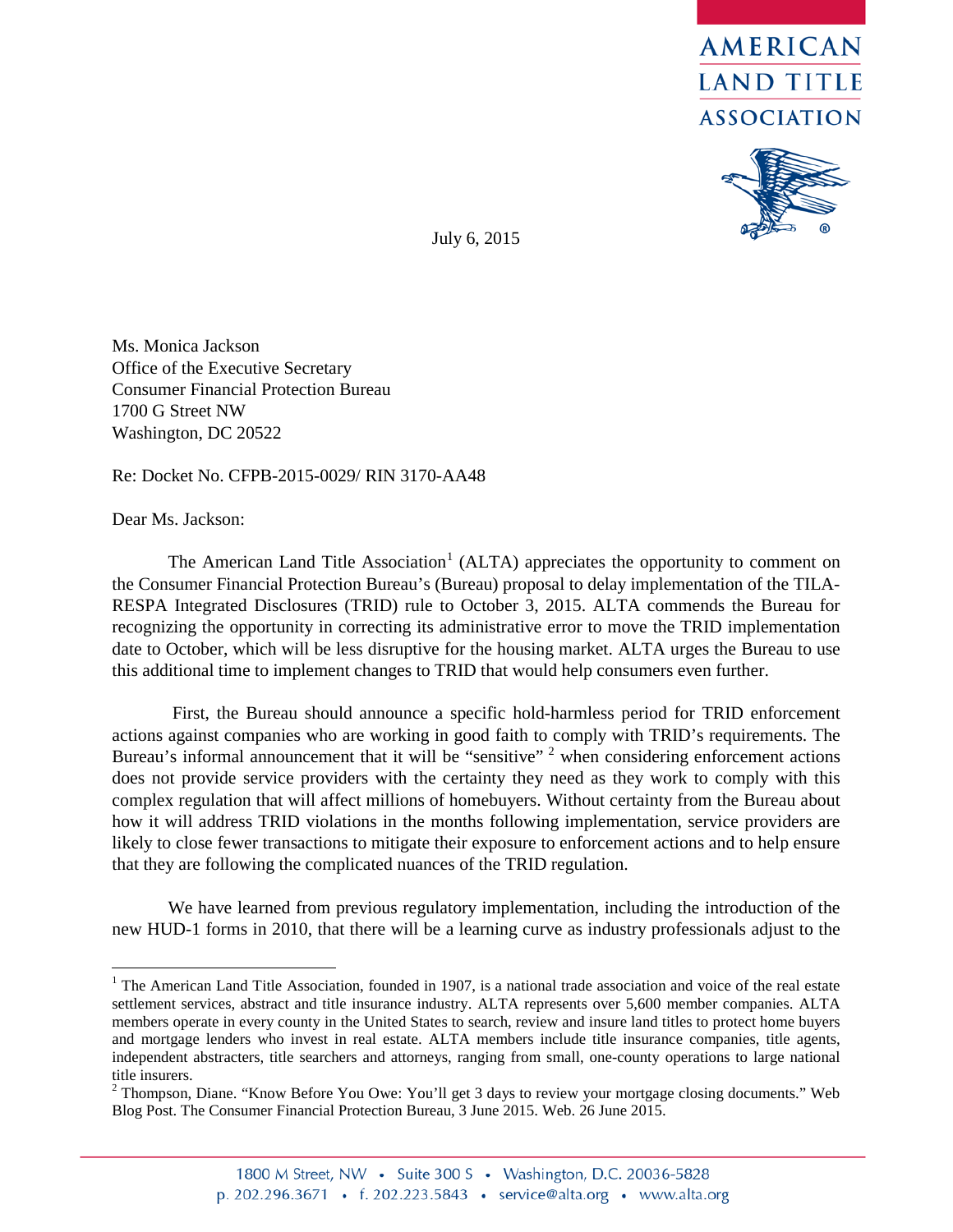AMERICAN LAND TITLE ASSOCIATION

July 6, 2015

Ms. Monica Jackson
Office of the Executive Secretary
Consumer Financial Protection Bureau
1700 G Street NW
Washington, DC 20522

Re: Docket No. CFPB-2015-0029/ RIN 3170-AA48

Dear Ms. Jackson:

The American Land Title Association[1] (ALTA) appreciates the opportunity to comment on the Consumer Financial Protection Bureau's (Bureau) proposal to delay implementation of the TILA-RESPA Integrated Disclosures (TRID) rule to October 3, 2015. ALTA commends the Bureau for recognizing the opportunity in correcting its administrative error to move the TRID implementation date to October, which will be less disruptive for the housing market. ALTA urges the Bureau to use this additional time to implement changes to TRID that would help consumers even further.

First, the Bureau should announce a specific hold-harmless period for TRID enforcement actions against companies who are working in good faith to comply with TRID's requirements. The Bureau's informal announcement that it will be "sensitive" [2] when considering enforcement actions does not provide service providers with the certainty they need as they work to comply with this complex regulation that will affect millions of homebuyers. Without certainty from the Bureau about how it will address TRID violations in the months following implementation, service providers are likely to close fewer transactions to mitigate their exposure to enforcement actions and to help ensure that they are following the complicated nuances of the TRID regulation.

We have learned from previous regulatory implementation, including the introduction of the new HUD-1 forms in 2010, that there will be a learning curve as industry professionals adjust to the

[1] The American Land Title Association, founded in 1907, is a national trade association and voice of the real estate settlement services, abstract and title insurance industry. ALTA represents over 5,600 member companies. ALTA members operate in every county in the United States to search, review and insure land titles to protect home buyers and mortgage lenders who invest in real estate. ALTA members include title insurance companies, title agents, independent abstracters, title searchers and attorneys, ranging from small, one-county operations to large national title insurers.

[2] Thompson, Diane. "Know Before You Owe: You'll get 3 days to review your mortgage closing documents." Web Blog Post. The Consumer Financial Protection Bureau, 3 June 2015. Web. 26 June 2015.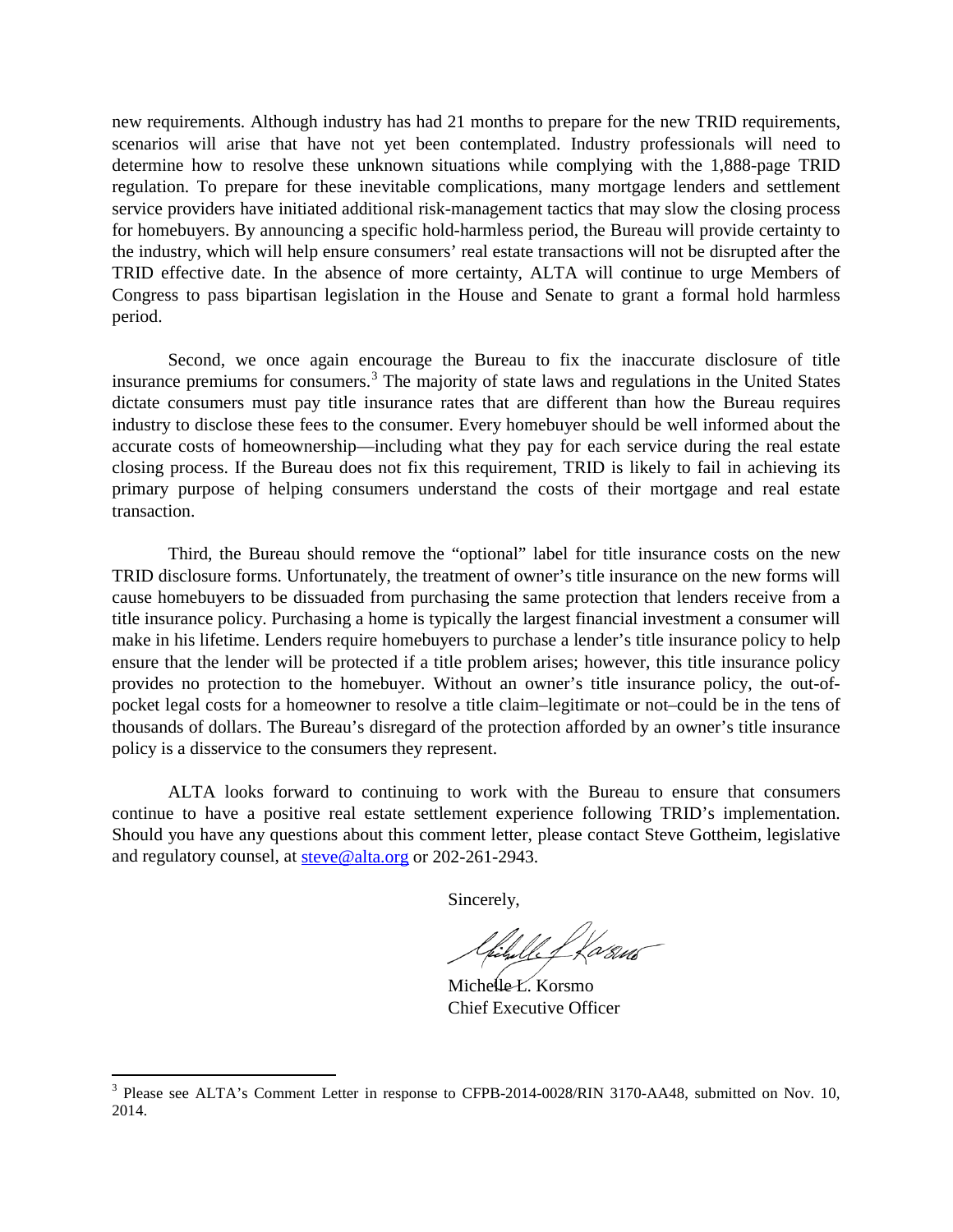new requirements. Although industry has had 21 months to prepare for the new TRID requirements, scenarios will arise that have not yet been contemplated. Industry professionals will need to determine how to resolve these unknown situations while complying with the 1,888-page TRID regulation. To prepare for these inevitable complications, many mortgage lenders and settlement service providers have initiated additional risk-management tactics that may slow the closing process for homebuyers. By announcing a specific hold-harmless period, the Bureau will provide certainty to the industry, which will help ensure consumers' real estate transactions will not be disrupted after the TRID effective date. In the absence of more certainty, ALTA will continue to urge Members of Congress to pass bipartisan legislation in the House and Senate to grant a formal hold harmless period.

Second, we once again encourage the Bureau to fix the inaccurate disclosure of title insurance premiums for consumers.[3] The majority of state laws and regulations in the United States dictate consumers must pay title insurance rates that are different than how the Bureau requires industry to disclose these fees to the consumer. Every homebuyer should be well informed about the accurate costs of homeownership—including what they pay for each service during the real estate closing process. If the Bureau does not fix this requirement, TRID is likely to fail in achieving its primary purpose of helping consumers understand the costs of their mortgage and real estate transaction.

Third, the Bureau should remove the "optional" label for title insurance costs on the new TRID disclosure forms. Unfortunately, the treatment of owner's title insurance on the new forms will cause homebuyers to be dissuaded from purchasing the same protection that lenders receive from a title insurance policy. Purchasing a home is typically the largest financial investment a consumer will make in his lifetime. Lenders require homebuyers to purchase a lender's title insurance policy to help ensure that the lender will be protected if a title problem arises; however, this title insurance policy provides no protection to the homebuyer. Without an owner's title insurance policy, the out-of-pocket legal costs for a homeowner to resolve a title claim–legitimate or not–could be in the tens of thousands of dollars. The Bureau's disregard of the protection afforded by an owner's title insurance policy is a disservice to the consumers they represent.

ALTA looks forward to continuing to work with the Bureau to ensure that consumers continue to have a positive real estate settlement experience following TRID's implementation. Should you have any questions about this comment letter, please contact Steve Gottheim, legislative and regulatory counsel, at steve@alta.org or 202-261-2943.

Sincerely,

Michelle L. Korsmo
Chief Executive Officer

---

[3] Please see ALTA's Comment Letter in response to CFPB-2014-0028/RIN 3170-AA48, submitted on Nov. 10, 2014.